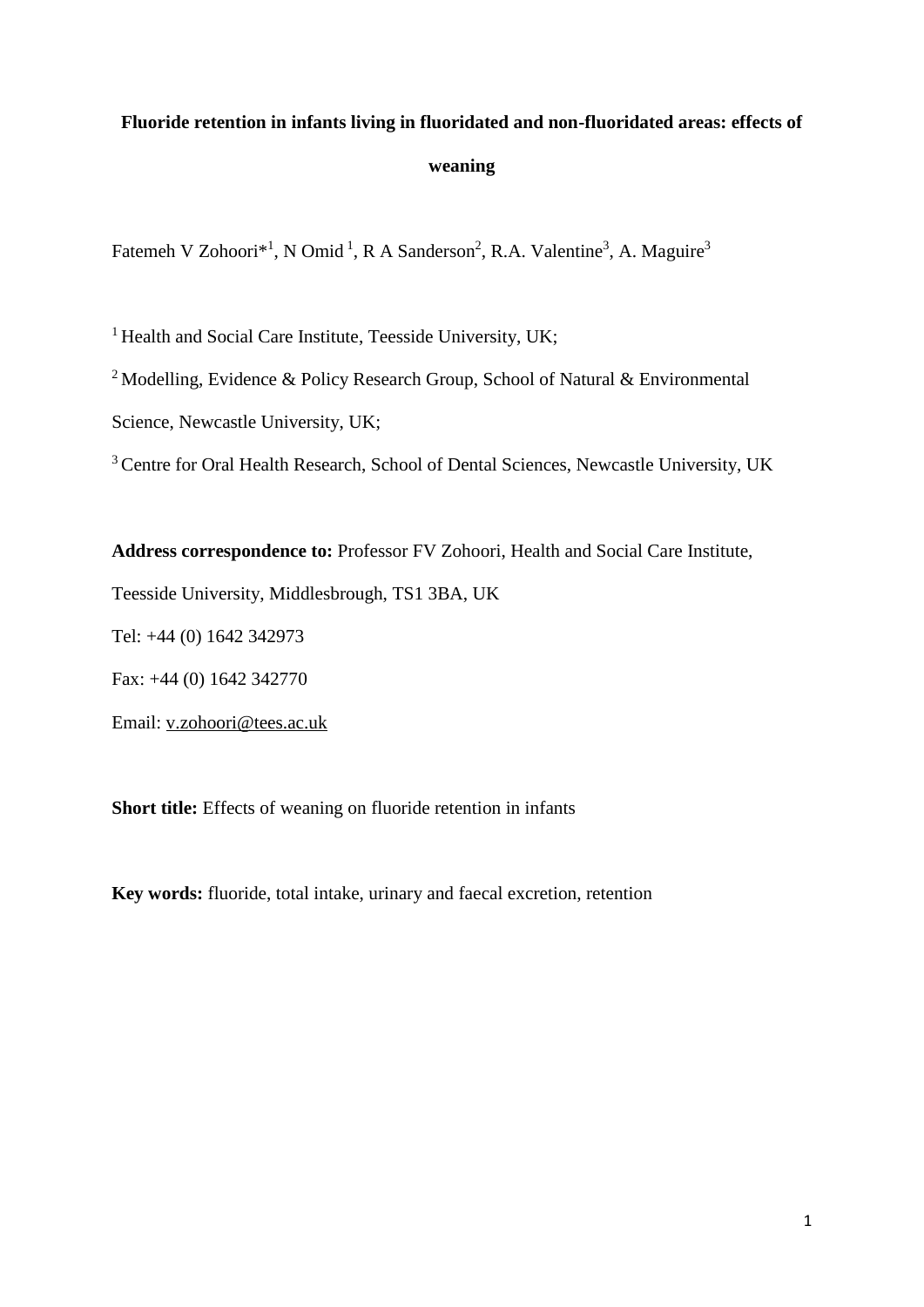# Fluoride retention in infants living in fluoridated and non-fluoridated areas: effects of weaning

Fatemeh V Zohoori*[1], N Omid [1], R A Sanderson[2], R.A. Valentine[3], A. Maguire[3]

[1] Health and Social Care Institute, Teesside University, UK;

[2] Modelling, Evidence & Policy Research Group, School of Natural & Environmental Science, Newcastle University, UK;

[3] Centre for Oral Health Research, School of Dental Sciences, Newcastle University, UK

**Address correspondence to:** Professor FV Zohoori, Health and Social Care Institute, Teesside University, Middlesbrough, TS1 3BA, UK

Tel: +44 (0) 1642 342973

Fax: +44 (0) 1642 342770

Email: v.zohoori@tees.ac.uk

**Short title:** Effects of weaning on fluoride retention in infants

**Key words:** fluoride, total intake, urinary and faecal excretion, retention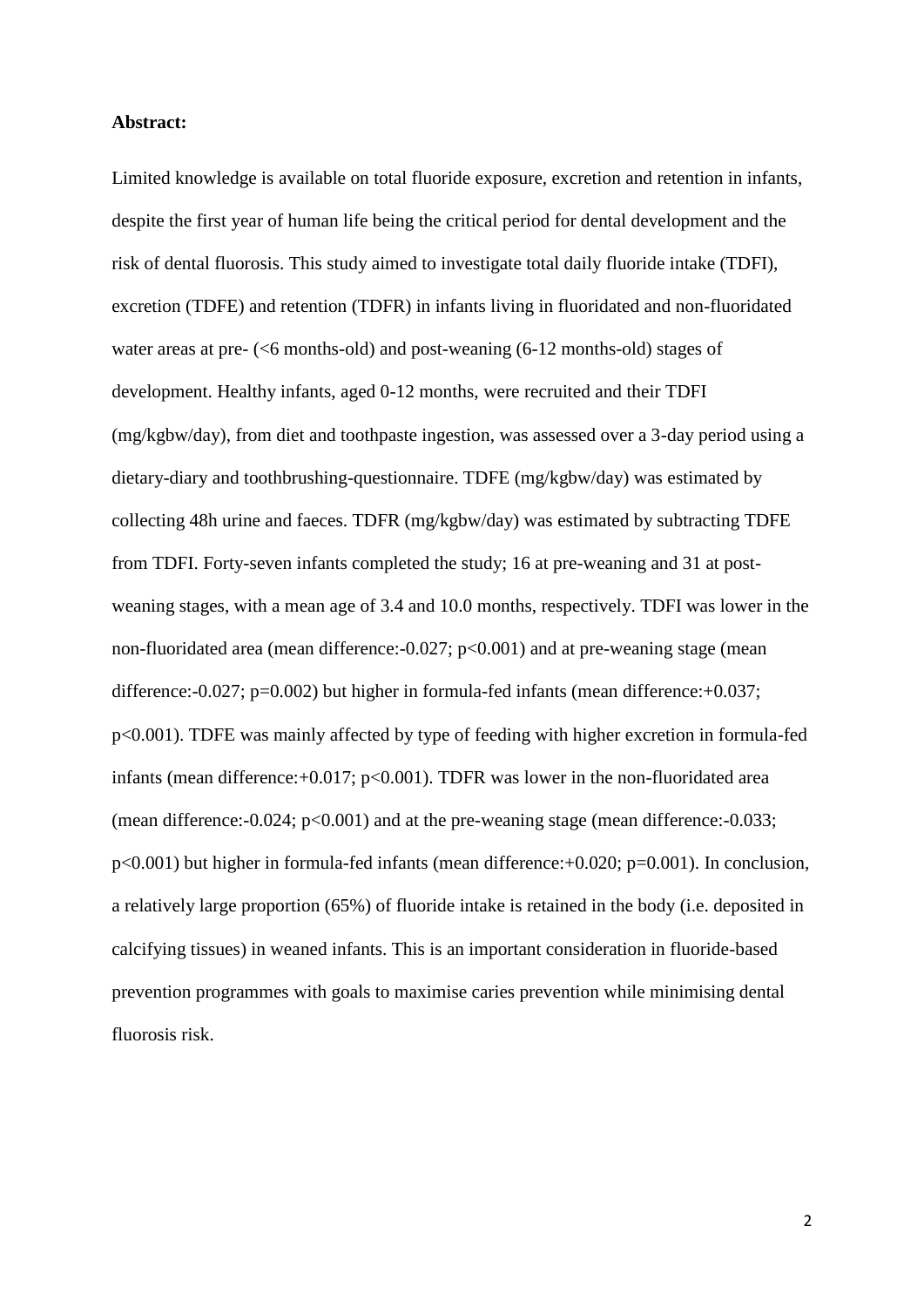**Abstract:**

Limited knowledge is available on total fluoride exposure, excretion and retention in infants, despite the first year of human life being the critical period for dental development and the risk of dental fluorosis. This study aimed to investigate total daily fluoride intake (TDFI), excretion (TDFE) and retention (TDFR) in infants living in fluoridated and non-fluoridated water areas at pre- (<6 months-old) and post-weaning (6-12 months-old) stages of development. Healthy infants, aged 0-12 months, were recruited and their TDFI (mg/kgbw/day), from diet and toothpaste ingestion, was assessed over a 3-day period using a dietary-diary and toothbrushing-questionnaire. TDFE (mg/kgbw/day) was estimated by collecting 48h urine and faeces. TDFR (mg/kgbw/day) was estimated by subtracting TDFE from TDFI. Forty-seven infants completed the study; 16 at pre-weaning and 31 at post-weaning stages, with a mean age of 3.4 and 10.0 months, respectively. TDFI was lower in the non-fluoridated area (mean difference:-0.027; $p<0.001$) and at pre-weaning stage (mean difference:-0.027; $p=0.002$) but higher in formula-fed infants (mean difference:+0.037; $p<0.001$). TDFE was mainly affected by type of feeding with higher excretion in formula-fed infants (mean difference:+0.017; $p<0.001$). TDFR was lower in the non-fluoridated area (mean difference:-0.024; $p<0.001$) and at the pre-weaning stage (mean difference:-0.033; $p<0.001$) but higher in formula-fed infants (mean difference:+0.020; $p=0.001$). In conclusion, a relatively large proportion (65%) of fluoride intake is retained in the body (i.e. deposited in calcifying tissues) in weaned infants. This is an important consideration in fluoride-based prevention programmes with goals to maximise caries prevention while minimising dental fluorosis risk.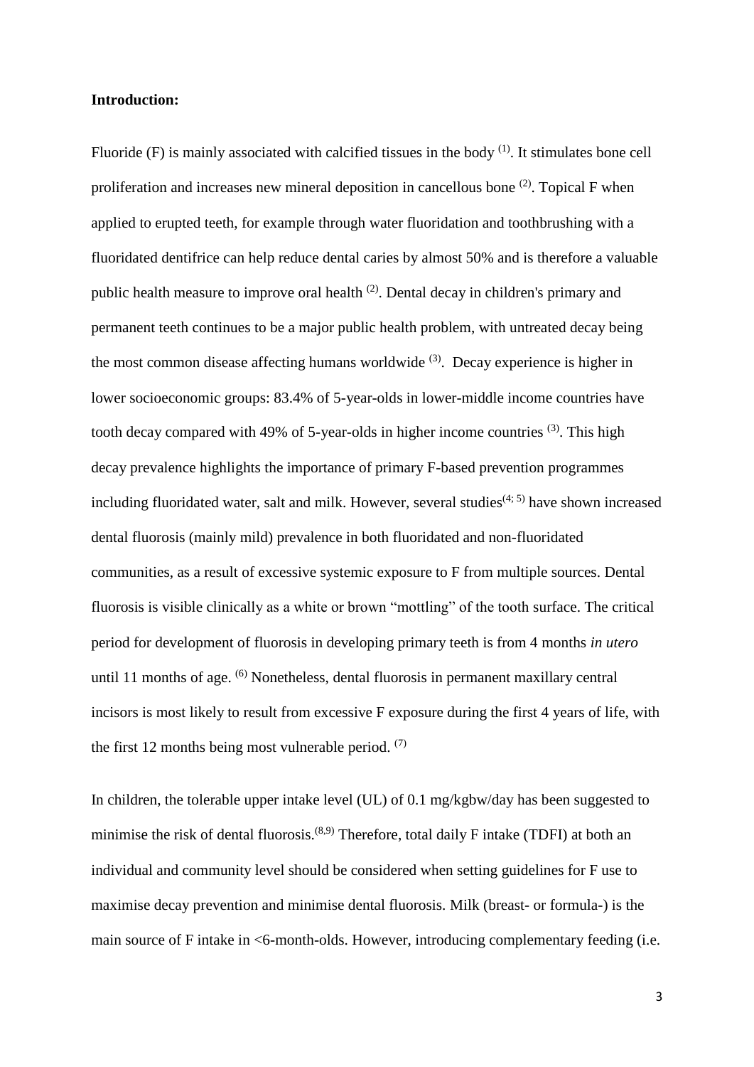**Introduction:**

Fluoride (F) is mainly associated with calcified tissues in the body [1]. It stimulates bone cell proliferation and increases new mineral deposition in cancellous bone [2]. Topical F when applied to erupted teeth, for example through water fluoridation and toothbrushing with a fluoridated dentifrice can help reduce dental caries by almost 50% and is therefore a valuable public health measure to improve oral health [2]. Dental decay in children's primary and permanent teeth continues to be a major public health problem, with untreated decay being the most common disease affecting humans worldwide [3]. Decay experience is higher in lower socioeconomic groups: 83.4% of 5-year-olds in lower-middle income countries have tooth decay compared with 49% of 5-year-olds in higher income countries [3]. This high decay prevalence highlights the importance of primary F-based prevention programmes including fluoridated water, salt and milk. However, several studies[4; 5] have shown increased dental fluorosis (mainly mild) prevalence in both fluoridated and non-fluoridated communities, as a result of excessive systemic exposure to F from multiple sources. Dental fluorosis is visible clinically as a white or brown "mottling" of the tooth surface. The critical period for development of fluorosis in developing primary teeth is from 4 months *in utero* until 11 months of age. [6] Nonetheless, dental fluorosis in permanent maxillary central incisors is most likely to result from excessive F exposure during the first 4 years of life, with the first 12 months being most vulnerable period. [7]

In children, the tolerable upper intake level (UL) of 0.1 mg/kgbw/day has been suggested to minimise the risk of dental fluorosis.[8,9] Therefore, total daily F intake (TDFI) at both an individual and community level should be considered when setting guidelines for F use to maximise decay prevention and minimise dental fluorosis. Milk (breast- or formula-) is the main source of F intake in <6-month-olds. However, introducing complementary feeding (i.e.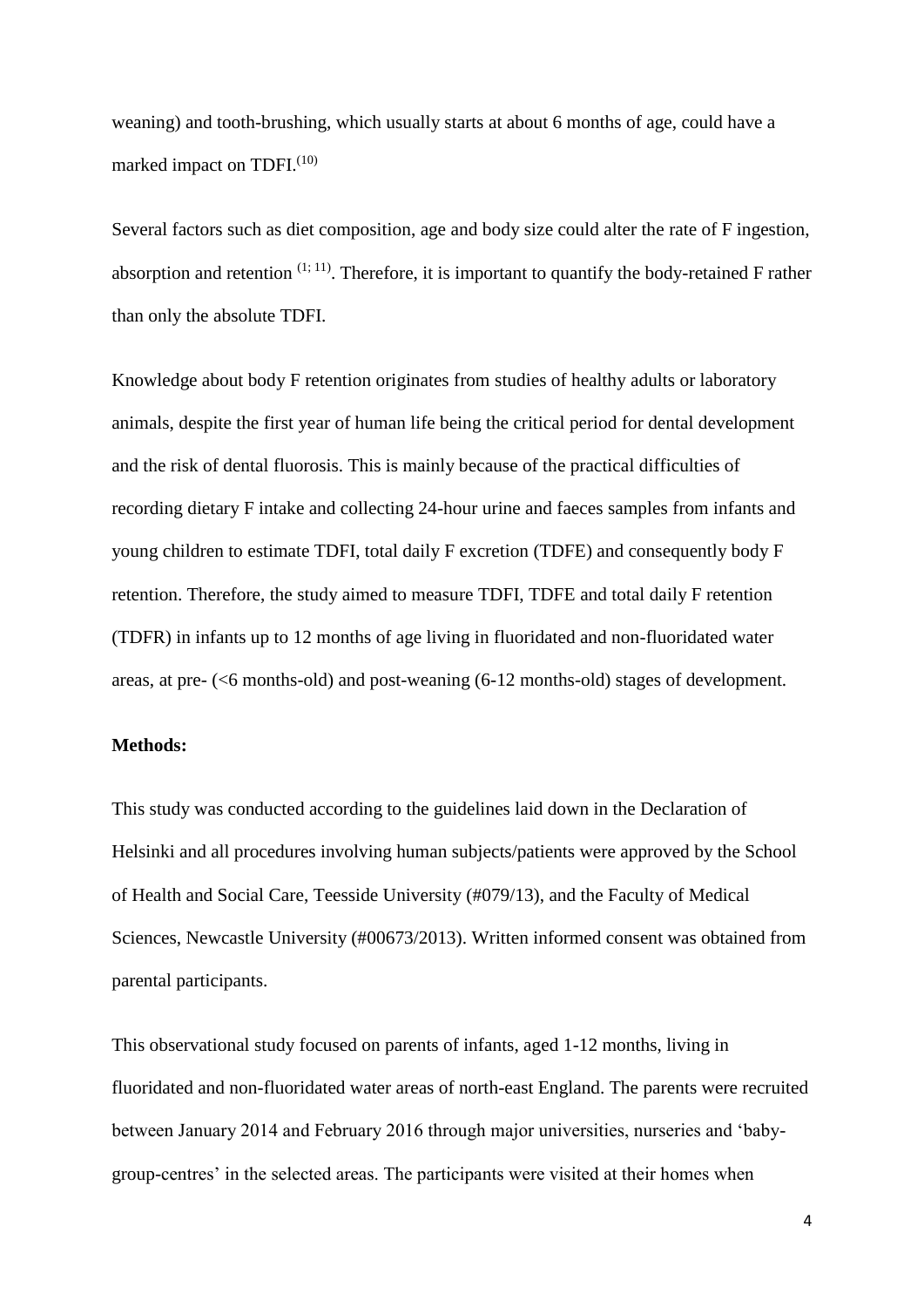weaning) and tooth-brushing, which usually starts at about 6 months of age, could have a marked impact on TDFI.[10]

Several factors such as diet composition, age and body size could alter the rate of F ingestion, absorption and retention [1; 11]. Therefore, it is important to quantify the body-retained F rather than only the absolute TDFI.

Knowledge about body F retention originates from studies of healthy adults or laboratory animals, despite the first year of human life being the critical period for dental development and the risk of dental fluorosis. This is mainly because of the practical difficulties of recording dietary F intake and collecting 24-hour urine and faeces samples from infants and young children to estimate TDFI, total daily F excretion (TDFE) and consequently body F retention. Therefore, the study aimed to measure TDFI, TDFE and total daily F retention (TDFR) in infants up to 12 months of age living in fluoridated and non-fluoridated water areas, at pre- (<6 months-old) and post-weaning (6-12 months-old) stages of development.

**Methods:**

This study was conducted according to the guidelines laid down in the Declaration of Helsinki and all procedures involving human subjects/patients were approved by the School of Health and Social Care, Teesside University (#079/13), and the Faculty of Medical Sciences, Newcastle University (#00673/2013). Written informed consent was obtained from parental participants.

This observational study focused on parents of infants, aged 1-12 months, living in fluoridated and non-fluoridated water areas of north-east England. The parents were recruited between January 2014 and February 2016 through major universities, nurseries and 'baby-group-centres' in the selected areas. The participants were visited at their homes when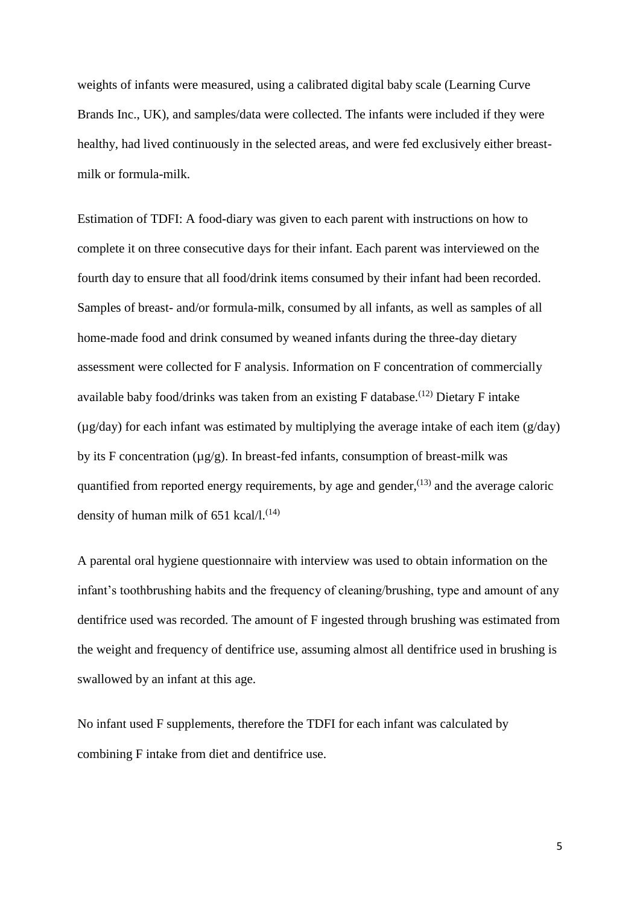weights of infants were measured, using a calibrated digital baby scale (Learning Curve Brands Inc., UK), and samples/data were collected. The infants were included if they were healthy, had lived continuously in the selected areas, and were fed exclusively either breast-milk or formula-milk.

Estimation of TDFI: A food-diary was given to each parent with instructions on how to complete it on three consecutive days for their infant. Each parent was interviewed on the fourth day to ensure that all food/drink items consumed by their infant had been recorded. Samples of breast- and/or formula-milk, consumed by all infants, as well as samples of all home-made food and drink consumed by weaned infants during the three-day dietary assessment were collected for F analysis. Information on F concentration of commercially available baby food/drinks was taken from an existing F database.[12] Dietary F intake (µg/day) for each infant was estimated by multiplying the average intake of each item (g/day) by its F concentration (µg/g). In breast-fed infants, consumption of breast-milk was quantified from reported energy requirements, by age and gender,[13] and the average caloric density of human milk of 651 kcal/l.[14]

A parental oral hygiene questionnaire with interview was used to obtain information on the infant's toothbrushing habits and the frequency of cleaning/brushing, type and amount of any dentifrice used was recorded. The amount of F ingested through brushing was estimated from the weight and frequency of dentifrice use, assuming almost all dentifrice used in brushing is swallowed by an infant at this age.

No infant used F supplements, therefore the TDFI for each infant was calculated by combining F intake from diet and dentifrice use.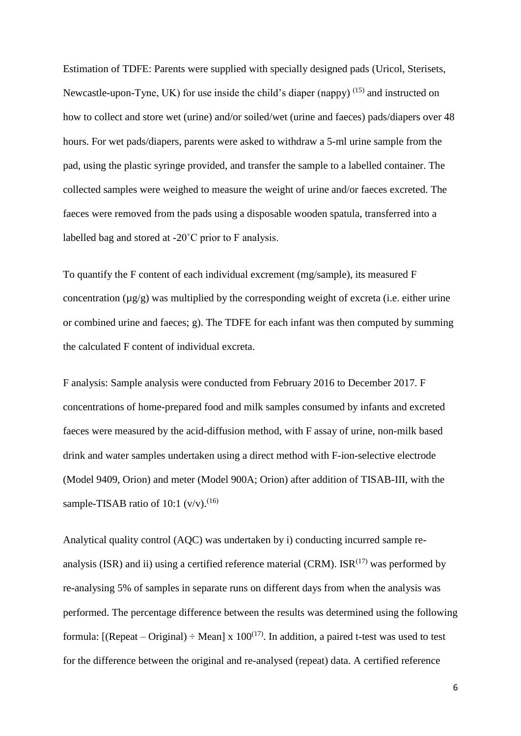Estimation of TDFE: Parents were supplied with specially designed pads (Uricol, Sterisets, Newcastle-upon-Tyne, UK) for use inside the child's diaper (nappy) [15] and instructed on how to collect and store wet (urine) and/or soiled/wet (urine and faeces) pads/diapers over 48 hours. For wet pads/diapers, parents were asked to withdraw a 5-ml urine sample from the pad, using the plastic syringe provided, and transfer the sample to a labelled container. The collected samples were weighed to measure the weight of urine and/or faeces excreted. The faeces were removed from the pads using a disposable wooden spatula, transferred into a labelled bag and stored at -20˚C prior to F analysis.

To quantify the F content of each individual excrement (mg/sample), its measured F concentration (µg/g) was multiplied by the corresponding weight of excreta (i.e. either urine or combined urine and faeces; g). The TDFE for each infant was then computed by summing the calculated F content of individual excreta.

F analysis: Sample analysis were conducted from February 2016 to December 2017. F concentrations of home-prepared food and milk samples consumed by infants and excreted faeces were measured by the acid-diffusion method, with F assay of urine, non-milk based drink and water samples undertaken using a direct method with F-ion-selective electrode (Model 9409, Orion) and meter (Model 900A; Orion) after addition of TISAB-III, with the sample-TISAB ratio of 10:1 (v/v).[16]

Analytical quality control (AQC) was undertaken by i) conducting incurred sample re-analysis (ISR) and ii) using a certified reference material (CRM). ISR[17] was performed by re-analysing 5% of samples in separate runs on different days from when the analysis was performed. The percentage difference between the results was determined using the following formula: [(Repeat – Original) ÷ Mean] x 100[17]. In addition, a paired t-test was used to test for the difference between the original and re-analysed (repeat) data. A certified reference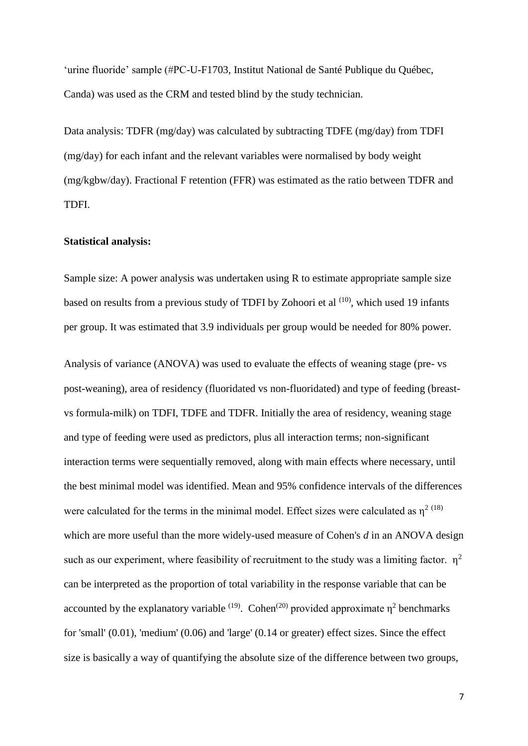'urine fluoride' sample (#PC-U-F1703, Institut National de Santé Publique du Québec, Canda) was used as the CRM and tested blind by the study technician.

Data analysis: TDFR (mg/day) was calculated by subtracting TDFE (mg/day) from TDFI (mg/day) for each infant and the relevant variables were normalised by body weight (mg/kgbw/day). Fractional F retention (FFR) was estimated as the ratio between TDFR and TDFI.

**Statistical analysis:**

Sample size: A power analysis was undertaken using R to estimate appropriate sample size based on results from a previous study of TDFI by Zohoori et al [10], which used 19 infants per group. It was estimated that 3.9 individuals per group would be needed for 80% power.

Analysis of variance (ANOVA) was used to evaluate the effects of weaning stage (pre- vs post-weaning), area of residency (fluoridated vs non-fluoridated) and type of feeding (breast- vs formula-milk) on TDFI, TDFE and TDFR. Initially the area of residency, weaning stage and type of feeding were used as predictors, plus all interaction terms; non-significant interaction terms were sequentially removed, along with main effects where necessary, until the best minimal model was identified. Mean and 95% confidence intervals of the differences were calculated for the terms in the minimal model. Effect sizes were calculated as $\eta^2$ [18] which are more useful than the more widely-used measure of Cohen's *d* in an ANOVA design such as our experiment, where feasibility of recruitment to the study was a limiting factor. $\eta^2$ can be interpreted as the proportion of total variability in the response variable that can be accounted by the explanatory variable [19]. Cohen[20] provided approximate $\eta^2$ benchmarks for 'small' (0.01), 'medium' (0.06) and 'large' (0.14 or greater) effect sizes. Since the effect size is basically a way of quantifying the absolute size of the difference between two groups,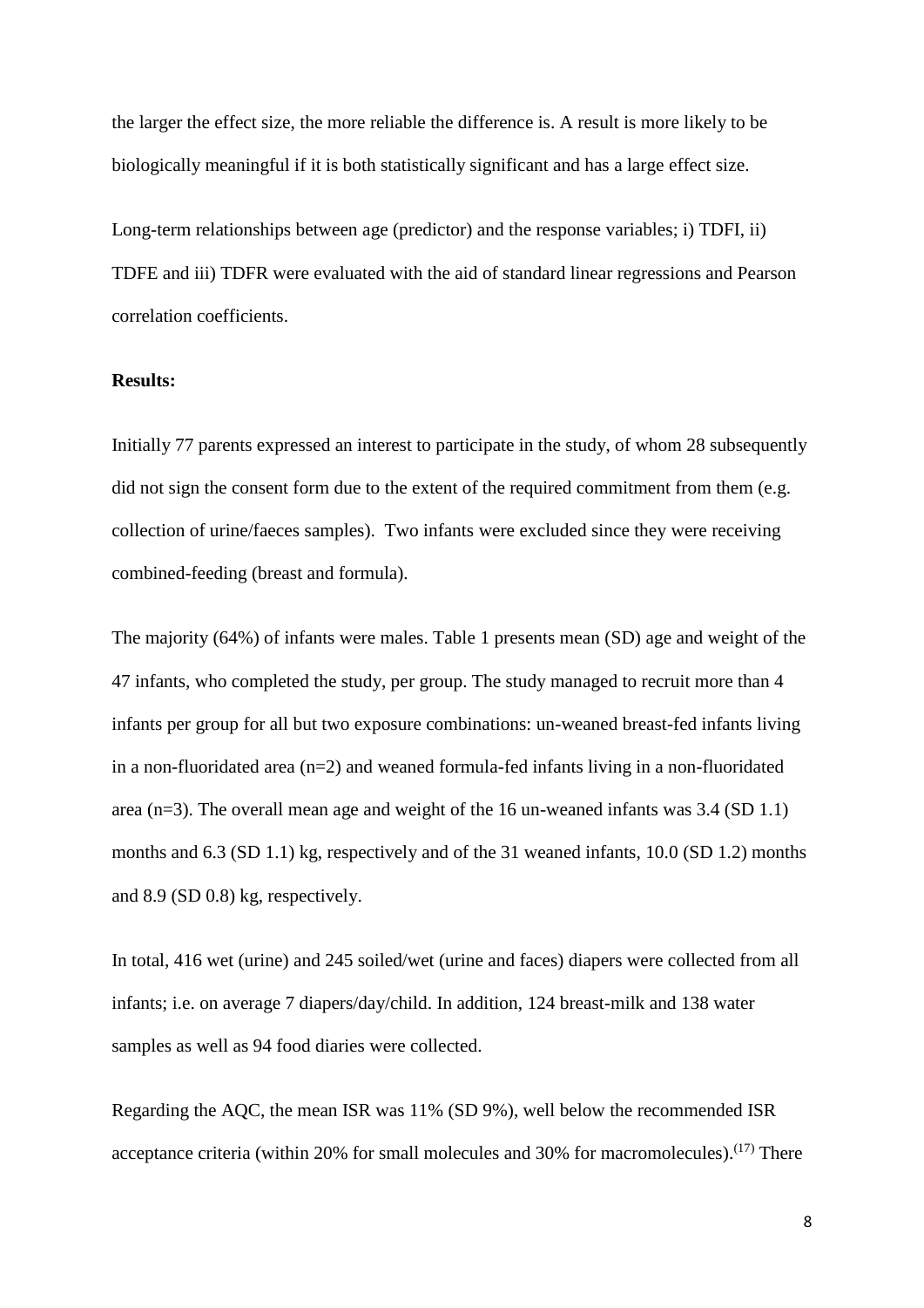the larger the effect size, the more reliable the difference is. A result is more likely to be biologically meaningful if it is both statistically significant and has a large effect size.

Long-term relationships between age (predictor) and the response variables; i) TDFI, ii) TDFE and iii) TDFR were evaluated with the aid of standard linear regressions and Pearson correlation coefficients.

**Results:**

Initially 77 parents expressed an interest to participate in the study, of whom 28 subsequently did not sign the consent form due to the extent of the required commitment from them (e.g. collection of urine/faeces samples). Two infants were excluded since they were receiving combined-feeding (breast and formula).

The majority (64%) of infants were males. Table 1 presents mean (SD) age and weight of the 47 infants, who completed the study, per group. The study managed to recruit more than 4 infants per group for all but two exposure combinations: un-weaned breast-fed infants living in a non-fluoridated area (n=2) and weaned formula-fed infants living in a non-fluoridated area (n=3). The overall mean age and weight of the 16 un-weaned infants was 3.4 (SD 1.1) months and 6.3 (SD 1.1) kg, respectively and of the 31 weaned infants, 10.0 (SD 1.2) months and 8.9 (SD 0.8) kg, respectively.

In total, 416 wet (urine) and 245 soiled/wet (urine and faces) diapers were collected from all infants; i.e. on average 7 diapers/day/child. In addition, 124 breast-milk and 138 water samples as well as 94 food diaries were collected.

Regarding the AQC, the mean ISR was 11% (SD 9%), well below the recommended ISR acceptance criteria (within 20% for small molecules and 30% for macromolecules).[17] There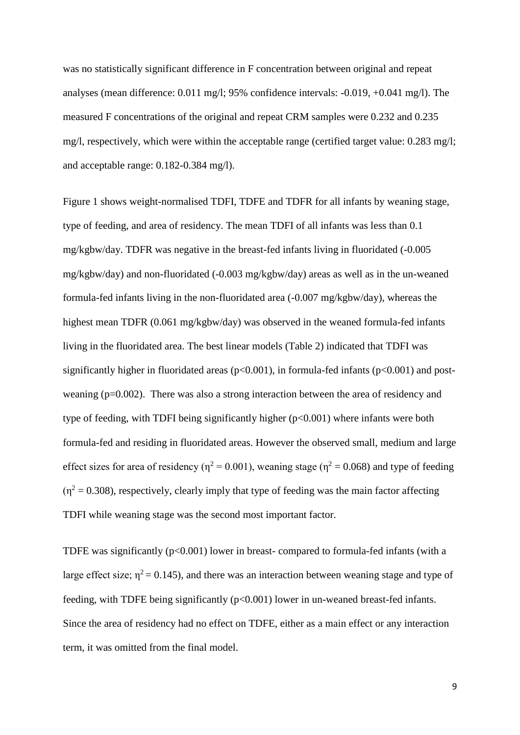was no statistically significant difference in F concentration between original and repeat analyses (mean difference: 0.011 mg/l; 95% confidence intervals: -0.019, +0.041 mg/l). The measured F concentrations of the original and repeat CRM samples were 0.232 and 0.235 mg/l, respectively, which were within the acceptable range (certified target value: 0.283 mg/l; and acceptable range: 0.182-0.384 mg/l).

Figure 1 shows weight-normalised TDFI, TDFE and TDFR for all infants by weaning stage, type of feeding, and area of residency. The mean TDFI of all infants was less than 0.1 mg/kgbw/day. TDFR was negative in the breast-fed infants living in fluoridated (-0.005 mg/kgbw/day) and non-fluoridated (-0.003 mg/kgbw/day) areas as well as in the un-weaned formula-fed infants living in the non-fluoridated area (-0.007 mg/kgbw/day), whereas the highest mean TDFR (0.061 mg/kgbw/day) was observed in the weaned formula-fed infants living in the fluoridated area. The best linear models (Table 2) indicated that TDFI was significantly higher in fluoridated areas ($p<0.001$), in formula-fed infants ($p<0.001$) and post-weaning ($p=0.002$). There was also a strong interaction between the area of residency and type of feeding, with TDFI being significantly higher ($p<0.001$) where infants were both formula-fed and residing in fluoridated areas. However the observed small, medium and large effect sizes for area of residency ($\eta^2 = 0.001$), weaning stage ($\eta^2 = 0.068$) and type of feeding ($\eta^2 = 0.308$), respectively, clearly imply that type of feeding was the main factor affecting TDFI while weaning stage was the second most important factor.

TDFE was significantly ($p<0.001$) lower in breast- compared to formula-fed infants (with a large effect size; $\eta^2 = 0.145$), and there was an interaction between weaning stage and type of feeding, with TDFE being significantly ($p<0.001$) lower in un-weaned breast-fed infants. Since the area of residency had no effect on TDFE, either as a main effect or any interaction term, it was omitted from the final model.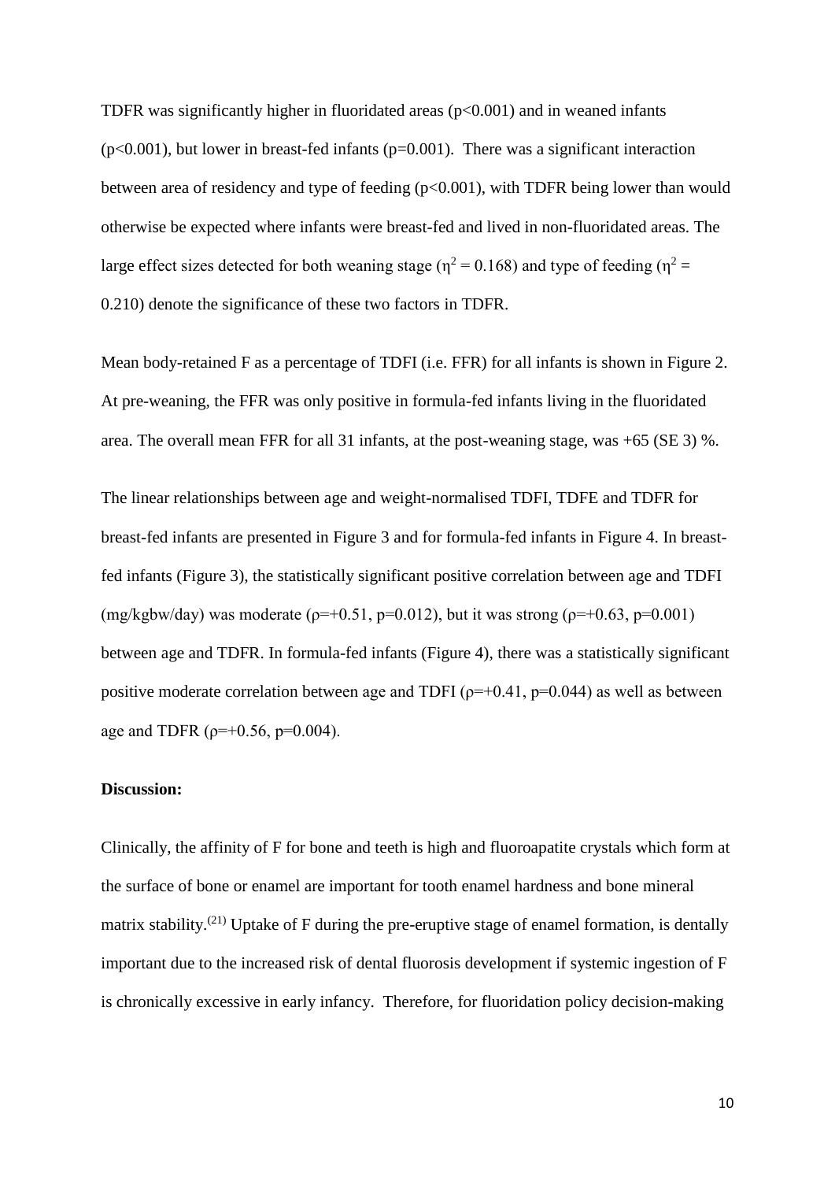TDFR was significantly higher in fluoridated areas ($p<0.001$) and in weaned infants ($p<0.001$), but lower in breast-fed infants ($p=0.001$). There was a significant interaction between area of residency and type of feeding ($p<0.001$), with TDFR being lower than would otherwise be expected where infants were breast-fed and lived in non-fluoridated areas. The large effect sizes detected for both weaning stage ($\eta^2 = 0.168$) and type of feeding ($\eta^2 = 0.210$) denote the significance of these two factors in TDFR.

Mean body-retained F as a percentage of TDFI (i.e. FFR) for all infants is shown in Figure 2. At pre-weaning, the FFR was only positive in formula-fed infants living in the fluoridated area. The overall mean FFR for all 31 infants, at the post-weaning stage, was +65 (SE 3) %.

The linear relationships between age and weight-normalised TDFI, TDFE and TDFR for breast-fed infants are presented in Figure 3 and for formula-fed infants in Figure 4. In breast-fed infants (Figure 3), the statistically significant positive correlation between age and TDFI (mg/kgbw/day) was moderate ($\rho=+0.51$, $p=0.012$), but it was strong ($\rho=+0.63$, $p=0.001$) between age and TDFR. In formula-fed infants (Figure 4), there was a statistically significant positive moderate correlation between age and TDFI ($\rho=+0.41$, $p=0.044$) as well as between age and TDFR ($\rho=+0.56$, $p=0.004$).

**Discussion:**

Clinically, the affinity of F for bone and teeth is high and fluoroapatite crystals which form at the surface of bone or enamel are important for tooth enamel hardness and bone mineral matrix stability.[21] Uptake of F during the pre-eruptive stage of enamel formation, is dentally important due to the increased risk of dental fluorosis development if systemic ingestion of F is chronically excessive in early infancy. Therefore, for fluoridation policy decision-making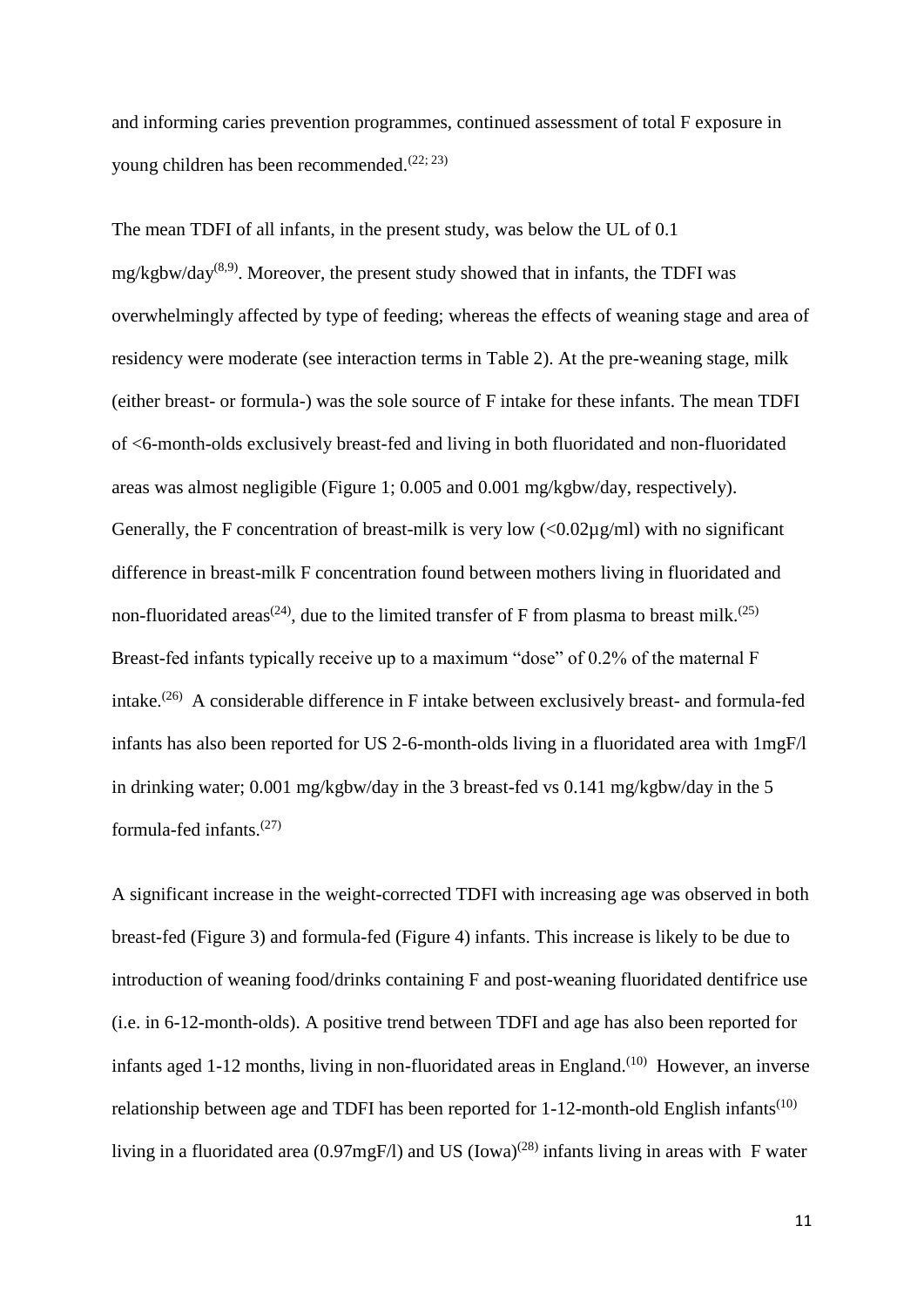and informing caries prevention programmes, continued assessment of total F exposure in young children has been recommended.[22; 23]

The mean TDFI of all infants, in the present study, was below the UL of 0.1 mg/kgbw/day[8,9]. Moreover, the present study showed that in infants, the TDFI was overwhelmingly affected by type of feeding; whereas the effects of weaning stage and area of residency were moderate (see interaction terms in Table 2). At the pre-weaning stage, milk (either breast- or formula-) was the sole source of F intake for these infants. The mean TDFI of <6-month-olds exclusively breast-fed and living in both fluoridated and non-fluoridated areas was almost negligible (Figure 1; 0.005 and 0.001 mg/kgbw/day, respectively). Generally, the F concentration of breast-milk is very low (<0.02µg/ml) with no significant difference in breast-milk F concentration found between mothers living in fluoridated and non-fluoridated areas[24], due to the limited transfer of F from plasma to breast milk.[25] Breast-fed infants typically receive up to a maximum "dose" of 0.2% of the maternal F intake.[26] A considerable difference in F intake between exclusively breast- and formula-fed infants has also been reported for US 2-6-month-olds living in a fluoridated area with 1mgF/l in drinking water; 0.001 mg/kgbw/day in the 3 breast-fed vs 0.141 mg/kgbw/day in the 5 formula-fed infants.[27]

A significant increase in the weight-corrected TDFI with increasing age was observed in both breast-fed (Figure 3) and formula-fed (Figure 4) infants. This increase is likely to be due to introduction of weaning food/drinks containing F and post-weaning fluoridated dentifrice use (i.e. in 6-12-month-olds). A positive trend between TDFI and age has also been reported for infants aged 1-12 months, living in non-fluoridated areas in England.[10] However, an inverse relationship between age and TDFI has been reported for 1-12-month-old English infants[10] living in a fluoridated area (0.97mgF/l) and US (Iowa)[28] infants living in areas with F water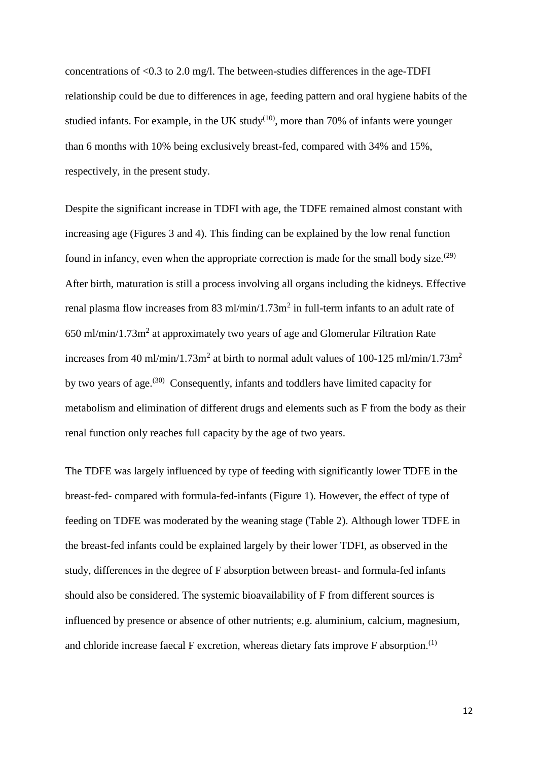concentrations of <0.3 to 2.0 mg/l. The between-studies differences in the age-TDFI relationship could be due to differences in age, feeding pattern and oral hygiene habits of the studied infants. For example, in the UK study[10], more than 70% of infants were younger than 6 months with 10% being exclusively breast-fed, compared with 34% and 15%, respectively, in the present study.

Despite the significant increase in TDFI with age, the TDFE remained almost constant with increasing age (Figures 3 and 4). This finding can be explained by the low renal function found in infancy, even when the appropriate correction is made for the small body size.[29] After birth, maturation is still a process involving all organs including the kidneys. Effective renal plasma flow increases from 83 ml/min/1.73m$^2$ in full-term infants to an adult rate of 650 ml/min/1.73m$^2$ at approximately two years of age and Glomerular Filtration Rate increases from 40 ml/min/1.73m$^2$ at birth to normal adult values of 100-125 ml/min/1.73m$^2$ by two years of age.[30] Consequently, infants and toddlers have limited capacity for metabolism and elimination of different drugs and elements such as F from the body as their renal function only reaches full capacity by the age of two years.

The TDFE was largely influenced by type of feeding with significantly lower TDFE in the breast-fed- compared with formula-fed-infants (Figure 1). However, the effect of type of feeding on TDFE was moderated by the weaning stage (Table 2). Although lower TDFE in the breast-fed infants could be explained largely by their lower TDFI, as observed in the study, differences in the degree of F absorption between breast- and formula-fed infants should also be considered. The systemic bioavailability of F from different sources is influenced by presence or absence of other nutrients; e.g. aluminium, calcium, magnesium, and chloride increase faecal F excretion, whereas dietary fats improve F absorption.[1]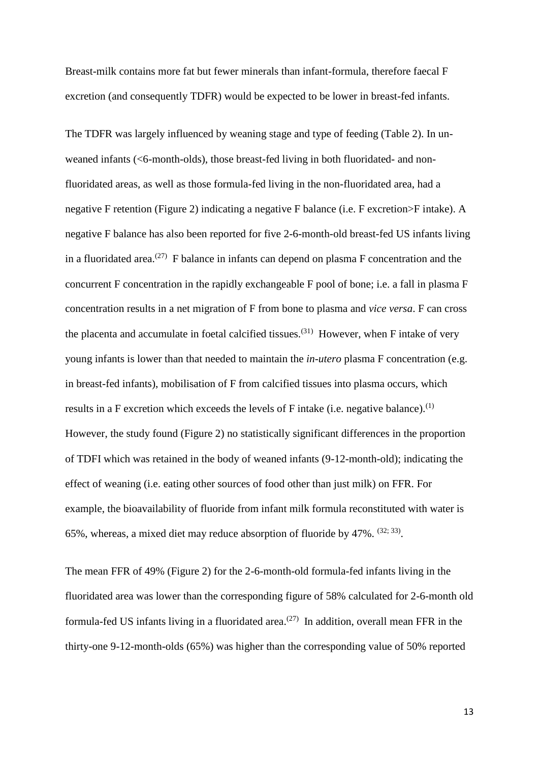Breast-milk contains more fat but fewer minerals than infant-formula, therefore faecal F excretion (and consequently TDFR) would be expected to be lower in breast-fed infants.

The TDFR was largely influenced by weaning stage and type of feeding (Table 2). In un-weaned infants (<6-month-olds), those breast-fed living in both fluoridated- and non-fluoridated areas, as well as those formula-fed living in the non-fluoridated area, had a negative F retention (Figure 2) indicating a negative F balance (i.e. F excretion>F intake). A negative F balance has also been reported for five 2-6-month-old breast-fed US infants living in a fluoridated area.[27] F balance in infants can depend on plasma F concentration and the concurrent F concentration in the rapidly exchangeable F pool of bone; i.e. a fall in plasma F concentration results in a net migration of F from bone to plasma and *vice versa*. F can cross the placenta and accumulate in foetal calcified tissues.[31] However, when F intake of very young infants is lower than that needed to maintain the *in-utero* plasma F concentration (e.g. in breast-fed infants), mobilisation of F from calcified tissues into plasma occurs, which results in a F excretion which exceeds the levels of F intake (i.e. negative balance).[1] However, the study found (Figure 2) no statistically significant differences in the proportion of TDFI which was retained in the body of weaned infants (9-12-month-old); indicating the effect of weaning (i.e. eating other sources of food other than just milk) on FFR. For example, the bioavailability of fluoride from infant milk formula reconstituted with water is 65%, whereas, a mixed diet may reduce absorption of fluoride by 47%. [32; 33].

The mean FFR of 49% (Figure 2) for the 2-6-month-old formula-fed infants living in the fluoridated area was lower than the corresponding figure of 58% calculated for 2-6-month old formula-fed US infants living in a fluoridated area.[27] In addition, overall mean FFR in the thirty-one 9-12-month-olds (65%) was higher than the corresponding value of 50% reported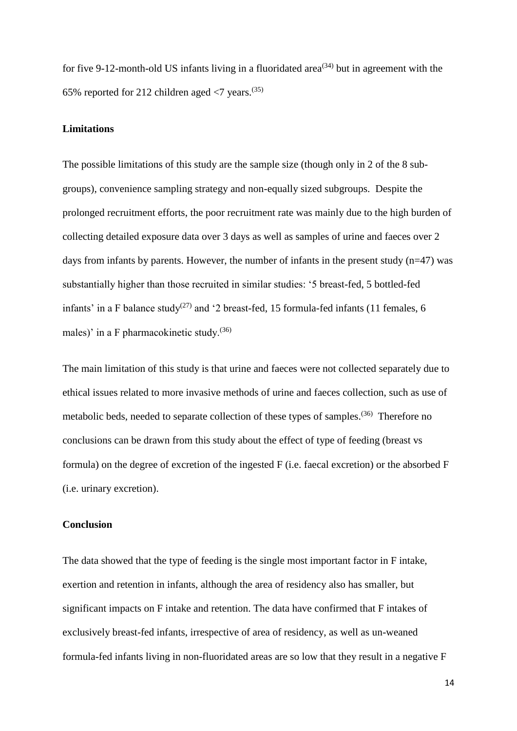for five 9-12-month-old US infants living in a fluoridated area[34] but in agreement with the 65% reported for 212 children aged <7 years.[35]

### Limitations

The possible limitations of this study are the sample size (though only in 2 of the 8 sub-groups), convenience sampling strategy and non-equally sized subgroups. Despite the prolonged recruitment efforts, the poor recruitment rate was mainly due to the high burden of collecting detailed exposure data over 3 days as well as samples of urine and faeces over 2 days from infants by parents. However, the number of infants in the present study (n=47) was substantially higher than those recruited in similar studies: '5 breast-fed, 5 bottled-fed infants' in a F balance study[27] and '2 breast-fed, 15 formula-fed infants (11 females, 6 males)' in a F pharmacokinetic study.[36]

The main limitation of this study is that urine and faeces were not collected separately due to ethical issues related to more invasive methods of urine and faeces collection, such as use of metabolic beds, needed to separate collection of these types of samples.[36] Therefore no conclusions can be drawn from this study about the effect of type of feeding (breast vs formula) on the degree of excretion of the ingested F (i.e. faecal excretion) or the absorbed F (i.e. urinary excretion).

### Conclusion

The data showed that the type of feeding is the single most important factor in F intake, exertion and retention in infants, although the area of residency also has smaller, but significant impacts on F intake and retention. The data have confirmed that F intakes of exclusively breast-fed infants, irrespective of area of residency, as well as un-weaned formula-fed infants living in non-fluoridated areas are so low that they result in a negative F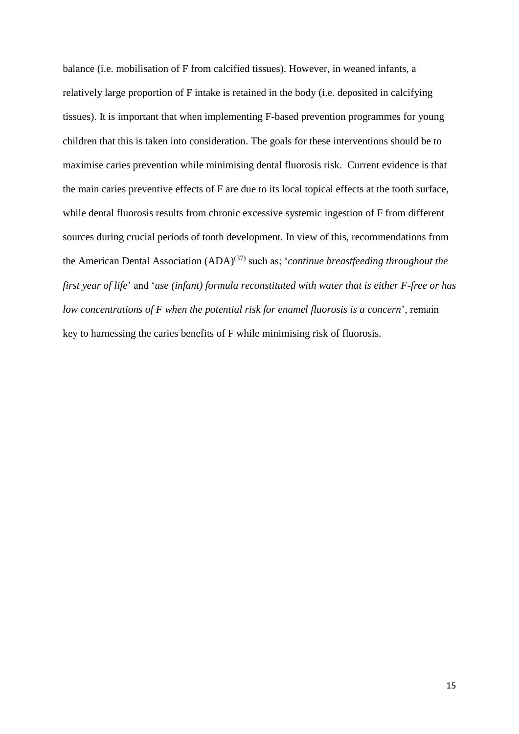balance (i.e. mobilisation of F from calcified tissues). However, in weaned infants, a relatively large proportion of F intake is retained in the body (i.e. deposited in calcifying tissues). It is important that when implementing F-based prevention programmes for young children that this is taken into consideration. The goals for these interventions should be to maximise caries prevention while minimising dental fluorosis risk. Current evidence is that the main caries preventive effects of F are due to its local topical effects at the tooth surface, while dental fluorosis results from chronic excessive systemic ingestion of F from different sources during crucial periods of tooth development. In view of this, recommendations from the American Dental Association (ADA)[(37)] such as; '*continue breastfeeding throughout the first year of life*' and '*use (infant) formula reconstituted with water that is either F-free or has low concentrations of F when the potential risk for enamel fluorosis is a concern*', remain key to harnessing the caries benefits of F while minimising risk of fluorosis.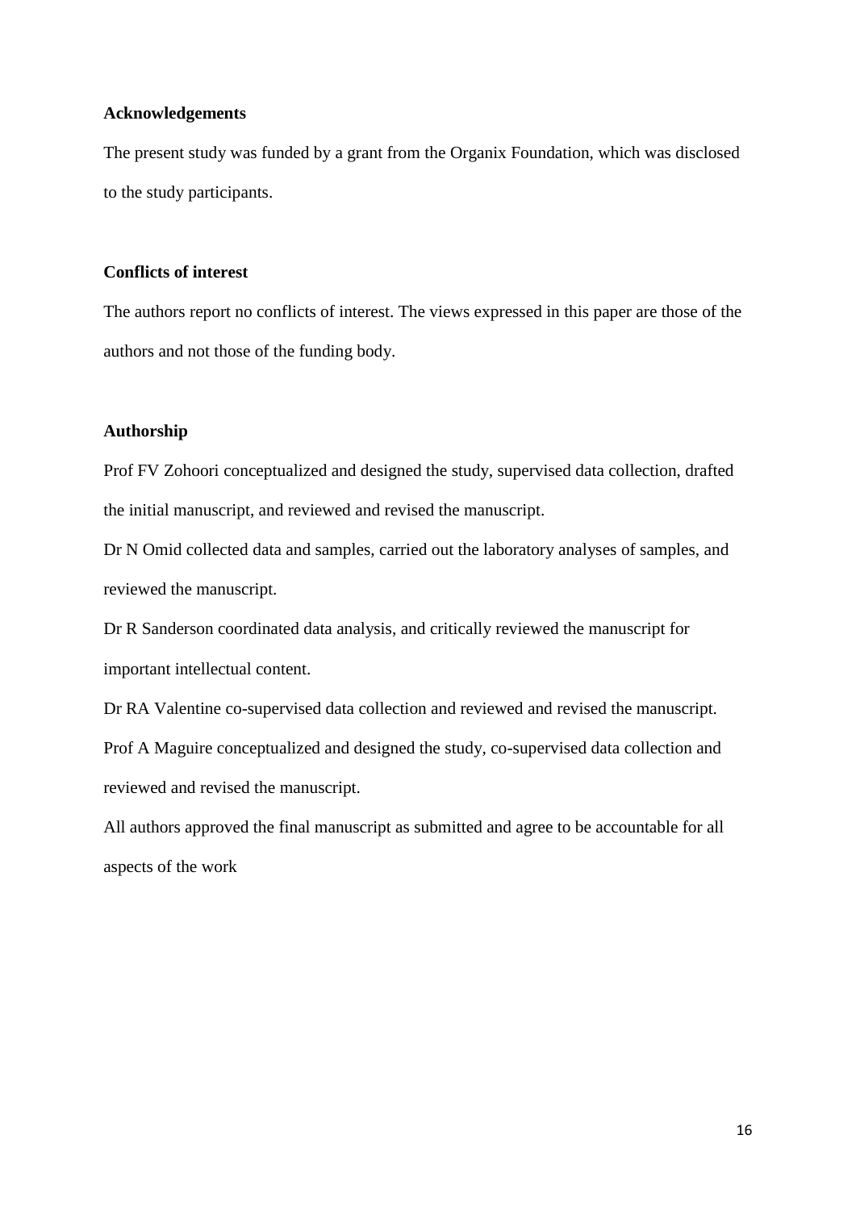**Acknowledgements**

The present study was funded by a grant from the Organix Foundation, which was disclosed to the study participants.

**Conflicts of interest**

The authors report no conflicts of interest. The views expressed in this paper are those of the authors and not those of the funding body.

**Authorship**

Prof FV Zohoori conceptualized and designed the study, supervised data collection, drafted the initial manuscript, and reviewed and revised the manuscript.

Dr N Omid collected data and samples, carried out the laboratory analyses of samples, and reviewed the manuscript.

Dr R Sanderson coordinated data analysis, and critically reviewed the manuscript for important intellectual content.

Dr RA Valentine co-supervised data collection and reviewed and revised the manuscript.

Prof A Maguire conceptualized and designed the study, co-supervised data collection and reviewed and revised the manuscript.

All authors approved the final manuscript as submitted and agree to be accountable for all aspects of the work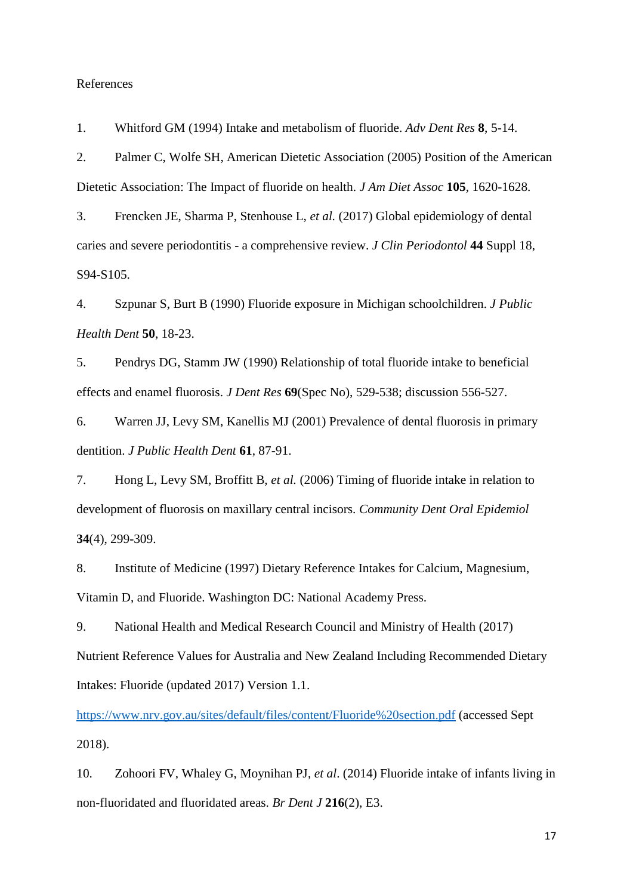References

1. Whitford GM (1994) Intake and metabolism of fluoride. *Adv Dent Res* **8**, 5-14.

2. Palmer C, Wolfe SH, American Dietetic Association (2005) Position of the American Dietetic Association: The Impact of fluoride on health. *J Am Diet Assoc* **105**, 1620-1628.

3. Frencken JE, Sharma P, Stenhouse L, *et al.* (2017) Global epidemiology of dental caries and severe periodontitis - a comprehensive review. *J Clin Periodontol* **44** Suppl 18, S94-S105.

4. Szpunar S, Burt B (1990) Fluoride exposure in Michigan schoolchildren. *J Public Health Dent* **50**, 18-23.

5. Pendrys DG, Stamm JW (1990) Relationship of total fluoride intake to beneficial effects and enamel fluorosis. *J Dent Res* **69**(Spec No), 529-538; discussion 556-527.

6. Warren JJ, Levy SM, Kanellis MJ (2001) Prevalence of dental fluorosis in primary dentition. *J Public Health Dent* **61**, 87-91.

7. Hong L, Levy SM, Broffitt B, *et al.* (2006) Timing of fluoride intake in relation to development of fluorosis on maxillary central incisors. *Community Dent Oral Epidemiol* **34**(4), 299-309.

8. Institute of Medicine (1997) Dietary Reference Intakes for Calcium, Magnesium, Vitamin D, and Fluoride. Washington DC: National Academy Press.

9. National Health and Medical Research Council and Ministry of Health (2017) Nutrient Reference Values for Australia and New Zealand Including Recommended Dietary Intakes: Fluoride (updated 2017) Version 1.1. https://www.nrv.gov.au/sites/default/files/content/Fluoride%20section.pdf (accessed Sept 2018).

10. Zohoori FV, Whaley G, Moynihan PJ, *et al*. (2014) Fluoride intake of infants living in non-fluoridated and fluoridated areas. *Br Dent J* **216**(2), E3.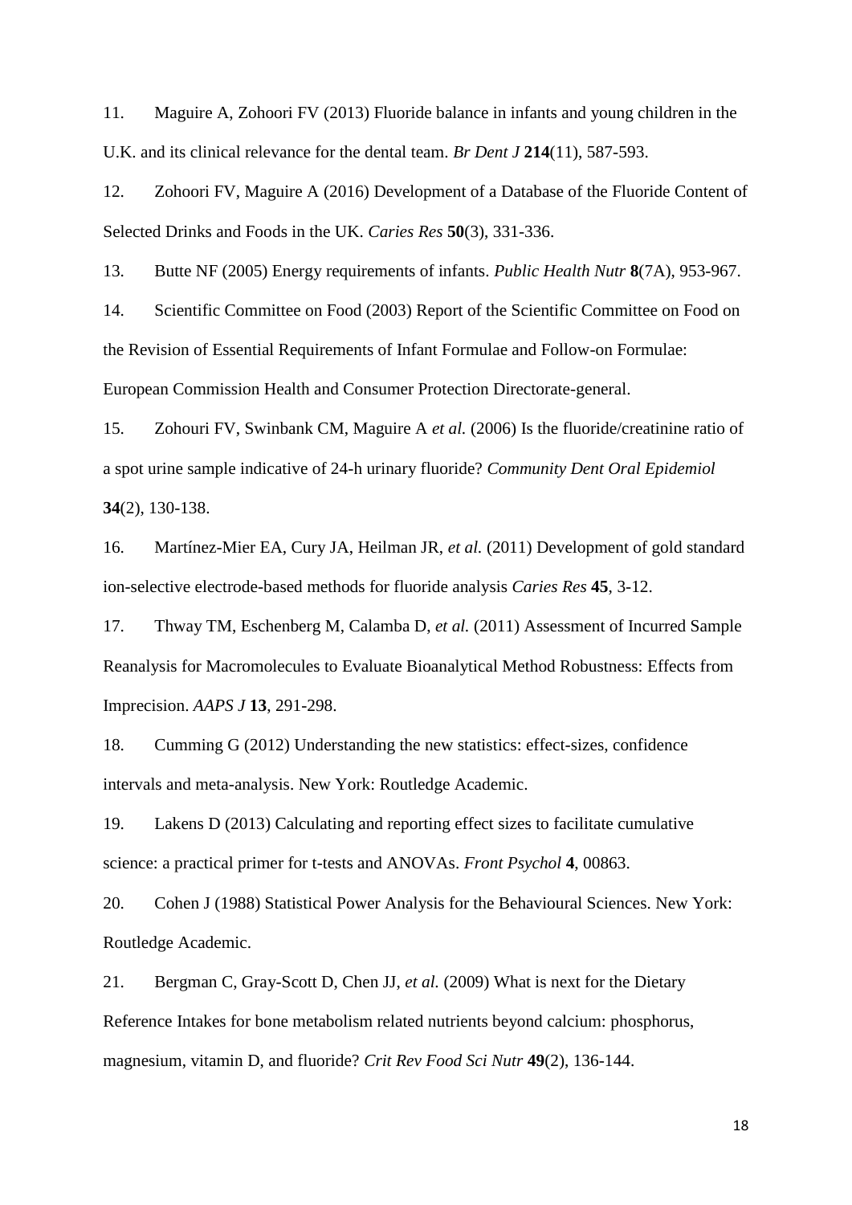11. Maguire A, Zohoori FV (2013) Fluoride balance in infants and young children in the U.K. and its clinical relevance for the dental team. *Br Dent J* **214**(11), 587-593.

12. Zohoori FV, Maguire A (2016) Development of a Database of the Fluoride Content of Selected Drinks and Foods in the UK. *Caries Res* **50**(3), 331-336.

13. Butte NF (2005) Energy requirements of infants. *Public Health Nutr* **8**(7A), 953-967.

14. Scientific Committee on Food (2003) Report of the Scientific Committee on Food on the Revision of Essential Requirements of Infant Formulae and Follow-on Formulae: European Commission Health and Consumer Protection Directorate-general.

15. Zohouri FV, Swinbank CM, Maguire A *et al.* (2006) Is the fluoride/creatinine ratio of a spot urine sample indicative of 24-h urinary fluoride? *Community Dent Oral Epidemiol* **34**(2), 130-138.

16. Martínez-Mier EA, Cury JA, Heilman JR, *et al.* (2011) Development of gold standard ion-selective electrode-based methods for fluoride analysis *Caries Res* **45**, 3-12.

17. Thway TM, Eschenberg M, Calamba D, *et al.* (2011) Assessment of Incurred Sample Reanalysis for Macromolecules to Evaluate Bioanalytical Method Robustness: Effects from Imprecision. *AAPS J* **13**, 291-298.

18. Cumming G (2012) Understanding the new statistics: effect-sizes, confidence intervals and meta-analysis. New York: Routledge Academic.

19. Lakens D (2013) Calculating and reporting effect sizes to facilitate cumulative science: a practical primer for t-tests and ANOVAs. *Front Psychol* **4**, 00863.

20. Cohen J (1988) Statistical Power Analysis for the Behavioural Sciences. New York: Routledge Academic.

21. Bergman C, Gray-Scott D, Chen JJ, *et al.* (2009) What is next for the Dietary Reference Intakes for bone metabolism related nutrients beyond calcium: phosphorus, magnesium, vitamin D, and fluoride? *Crit Rev Food Sci Nutr* **49**(2), 136-144.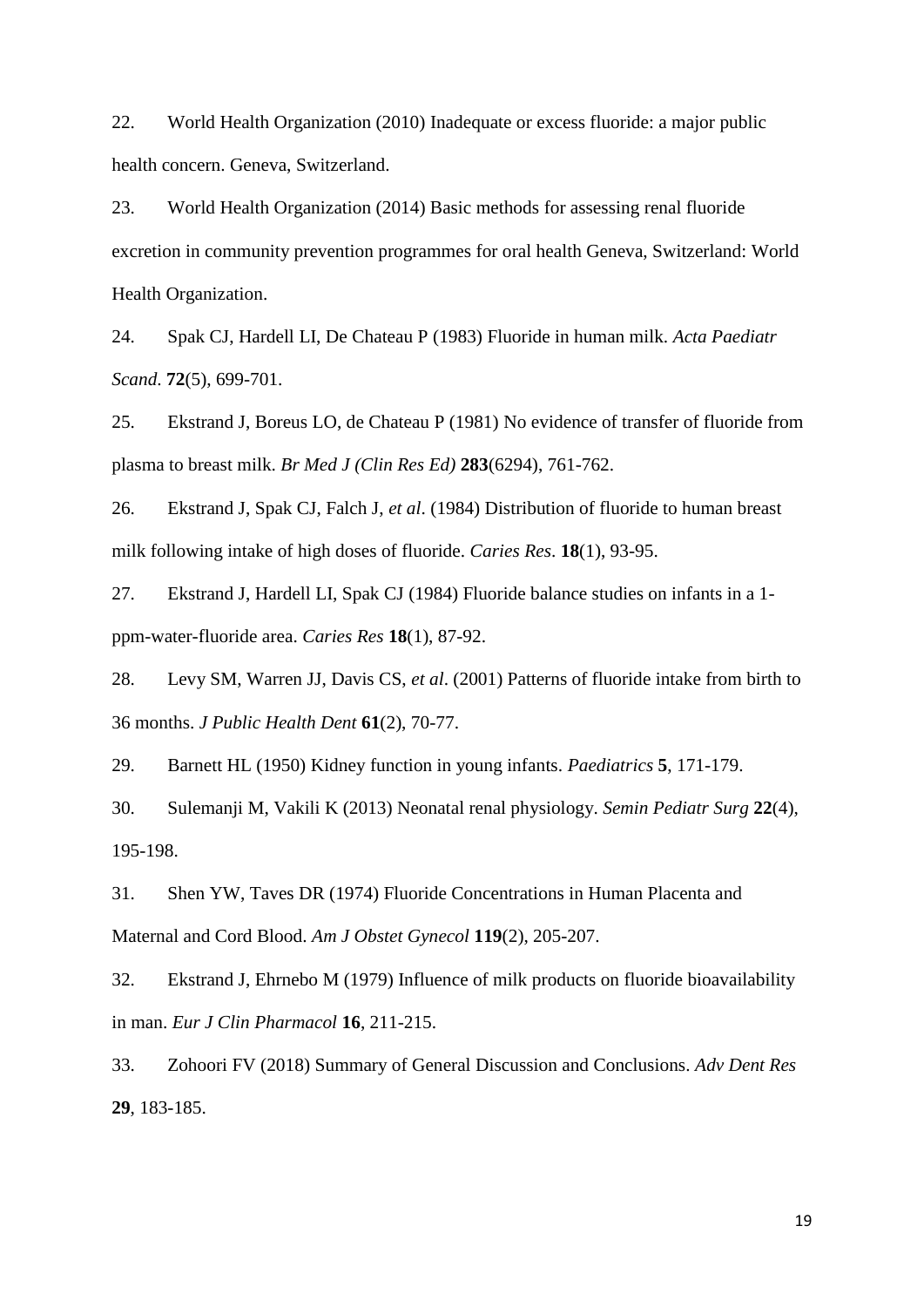22. World Health Organization (2010) Inadequate or excess fluoride: a major public health concern. Geneva, Switzerland.

23. World Health Organization (2014) Basic methods for assessing renal fluoride excretion in community prevention programmes for oral health Geneva, Switzerland: World Health Organization.

24. Spak CJ, Hardell LI, De Chateau P (1983) Fluoride in human milk. *Acta Paediatr Scand*. **72**(5), 699-701.

25. Ekstrand J, Boreus LO, de Chateau P (1981) No evidence of transfer of fluoride from plasma to breast milk. *Br Med J (Clin Res Ed)* **283**(6294), 761-762.

26. Ekstrand J, Spak CJ, Falch J, *et al*. (1984) Distribution of fluoride to human breast milk following intake of high doses of fluoride. *Caries Res*. **18**(1), 93-95.

27. Ekstrand J, Hardell LI, Spak CJ (1984) Fluoride balance studies on infants in a 1-ppm-water-fluoride area. *Caries Res* **18**(1), 87-92.

28. Levy SM, Warren JJ, Davis CS, *et al*. (2001) Patterns of fluoride intake from birth to 36 months. *J Public Health Dent* **61**(2), 70-77.

29. Barnett HL (1950) Kidney function in young infants. *Paediatrics* **5**, 171-179.

30. Sulemanji M, Vakili K (2013) Neonatal renal physiology. *Semin Pediatr Surg* **22**(4), 195-198.

31. Shen YW, Taves DR (1974) Fluoride Concentrations in Human Placenta and Maternal and Cord Blood. *Am J Obstet Gynecol* **119**(2), 205-207.

32. Ekstrand J, Ehrnebo M (1979) Influence of milk products on fluoride bioavailability in man. *Eur J Clin Pharmacol* **16**, 211-215.

33. Zohoori FV (2018) Summary of General Discussion and Conclusions. *Adv Dent Res* **29**, 183-185.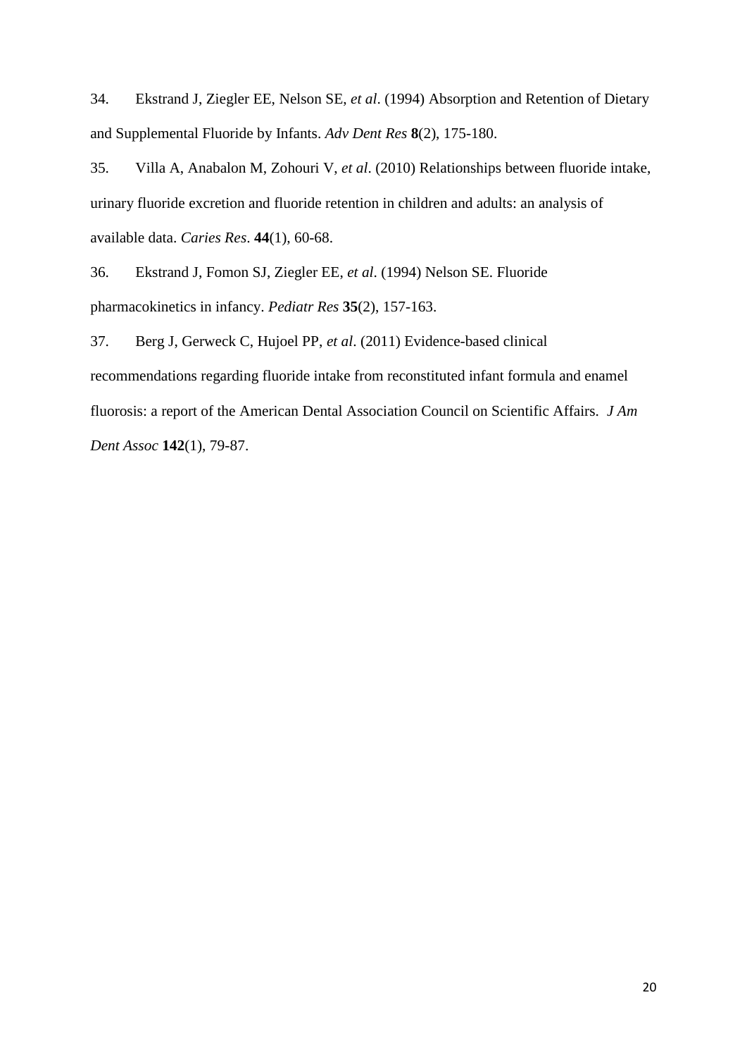34. Ekstrand J, Ziegler EE, Nelson SE, *et al*. (1994) Absorption and Retention of Dietary and Supplemental Fluoride by Infants. *Adv Dent Res* **8**(2), 175-180.

35. Villa A, Anabalon M, Zohouri V, *et al*. (2010) Relationships between fluoride intake, urinary fluoride excretion and fluoride retention in children and adults: an analysis of available data. *Caries Res*. **44**(1), 60-68.

36. Ekstrand J, Fomon SJ, Ziegler EE, *et al*. (1994) Nelson SE. Fluoride pharmacokinetics in infancy. *Pediatr Res* **35**(2), 157-163.

37. Berg J, Gerweck C, Hujoel PP, *et al*. (2011) Evidence-based clinical recommendations regarding fluoride intake from reconstituted infant formula and enamel fluorosis: a report of the American Dental Association Council on Scientific Affairs. *J Am Dent Assoc* **142**(1), 79-87.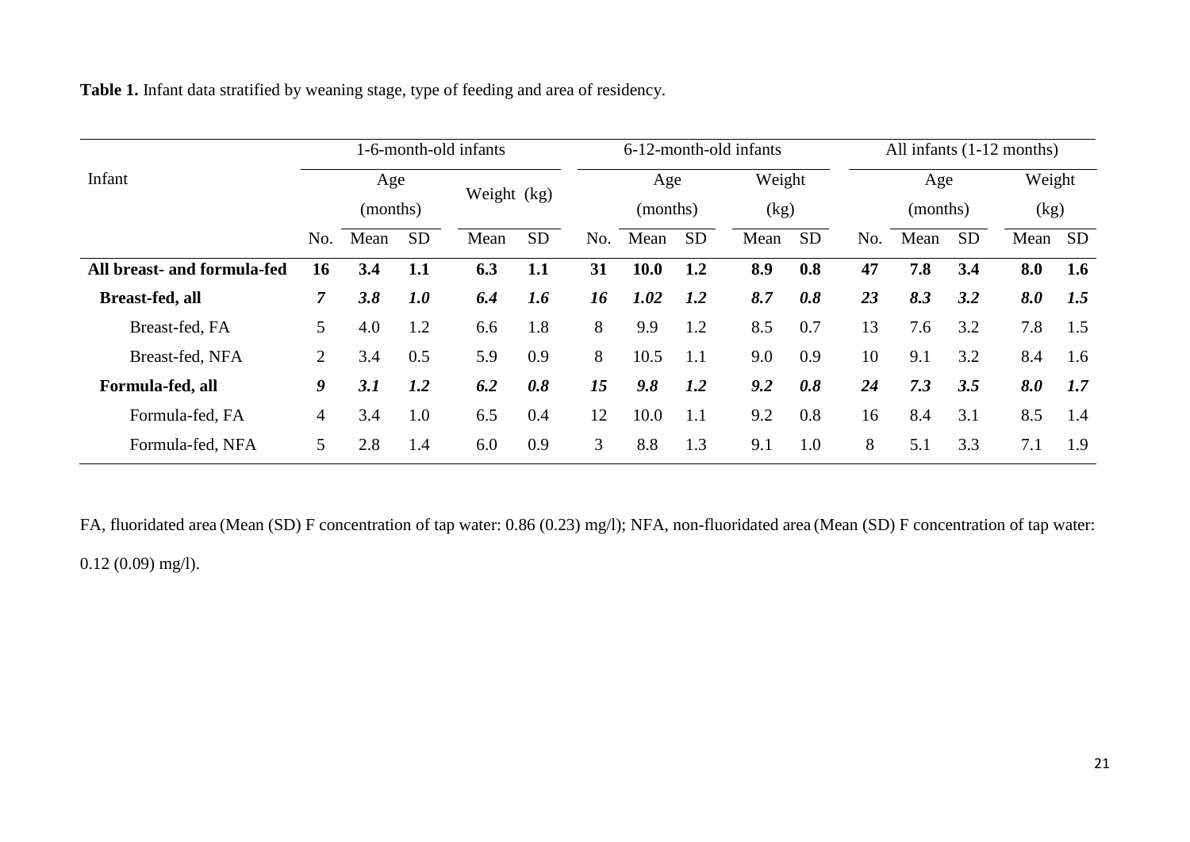**Table 1.** Infant data stratified by weaning stage, type of feeding and area of residency.

| Infant | 1-6-month-old infants | | | | | 6-12-month-old infants | | | | | All infants (1-12 months) | | | | |
|---|---|---|---|---|---|---|---|---|---|---|---|---|---|---|---|
| | | Age (months) | | Weight (kg) | | | Age (months) | | Weight (kg) | | | Age (months) | | Weight (kg) | |
| | No. | Mean | SD | Mean | SD | No. | Mean | SD | Mean | SD | No. | Mean | SD | Mean | SD |
| **All breast- and formula-fed** | **16** | **3.4** | **1.1** | **6.3** | **1.1** | **31** | **10.0** | **1.2** | **8.9** | **0.8** | **47** | **7.8** | **3.4** | **8.0** | **1.6** |
| **Breast-fed, all** | ***7*** | ***3.8*** | ***1.0*** | ***6.4*** | ***1.6*** | ***16*** | ***1.02*** | ***1.2*** | ***8.7*** | ***0.8*** | ***23*** | ***8.3*** | ***3.2*** | ***8.0*** | ***1.5*** |
| Breast-fed, FA | 5 | 4.0 | 1.2 | 6.6 | 1.8 | 8 | 9.9 | 1.2 | 8.5 | 0.7 | 13 | 7.6 | 3.2 | 7.8 | 1.5 |
| Breast-fed, NFA | 2 | 3.4 | 0.5 | 5.9 | 0.9 | 8 | 10.5 | 1.1 | 9.0 | 0.9 | 10 | 9.1 | 3.2 | 8.4 | 1.6 |
| **Formula-fed, all** | ***9*** | ***3.1*** | ***1.2*** | ***6.2*** | ***0.8*** | ***15*** | ***9.8*** | ***1.2*** | ***9.2*** | ***0.8*** | ***24*** | ***7.3*** | ***3.5*** | ***8.0*** | ***1.7*** |
| Formula-fed, FA | 4 | 3.4 | 1.0 | 6.5 | 0.4 | 12 | 10.0 | 1.1 | 9.2 | 0.8 | 16 | 8.4 | 3.1 | 8.5 | 1.4 |
| Formula-fed, NFA | 5 | 2.8 | 1.4 | 6.0 | 0.9 | 3 | 8.8 | 1.3 | 9.1 | 1.0 | 8 | 5.1 | 3.3 | 7.1 | 1.9 |

FA, fluoridated area (Mean (SD) F concentration of tap water: 0.86 (0.23) mg/l); NFA, non-fluoridated area (Mean (SD) F concentration of tap water: 0.12 (0.09) mg/l).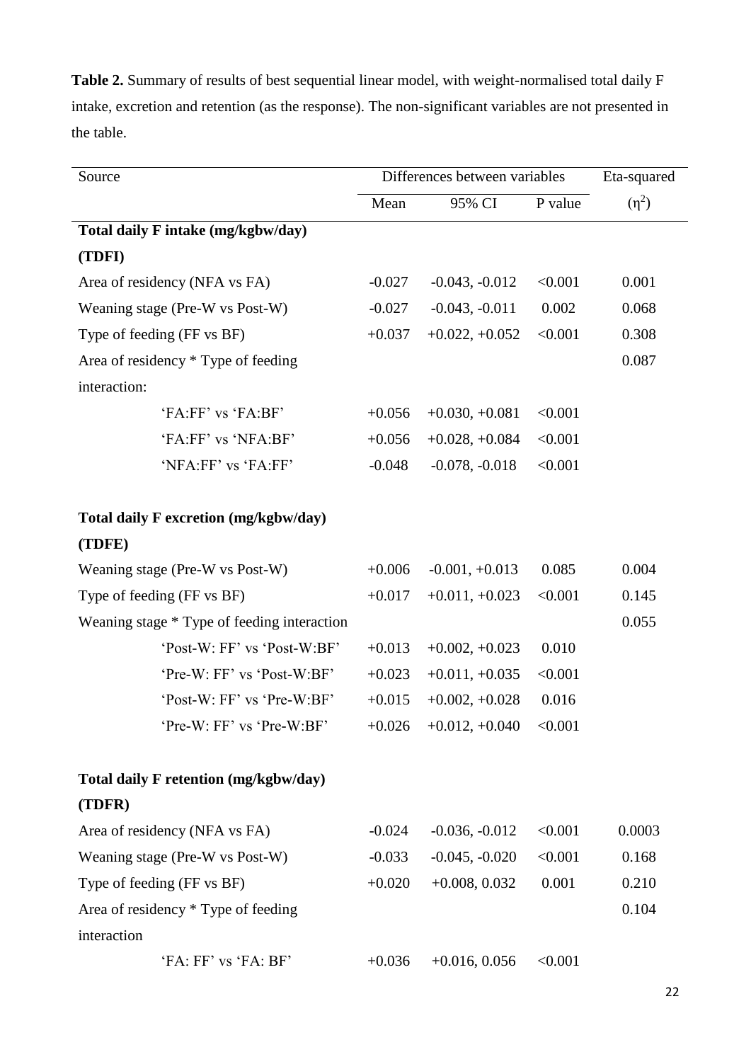**Table 2.** Summary of results of best sequential linear model, with weight-normalised total daily F intake, excretion and retention (as the response). The non-significant variables are not presented in the table.

| Source | Differences between variables | | | Eta-squared |
|---|---|---|---|---|
| | Mean | 95% CI | P value | ($\eta^2$) |
| **Total daily F intake (mg/kgbw/day) (TDFI)** | | | | |
| Area of residency (NFA vs FA) | -0.027 | -0.043, -0.012 | <0.001 | 0.001 |
| Weaning stage (Pre-W vs Post-W) | -0.027 | -0.043, -0.011 | 0.002 | 0.068 |
| Type of feeding (FF vs BF) | +0.037 | +0.022, +0.052 | <0.001 | 0.308 |
| Area of residency * Type of feeding interaction: | | | | 0.087 |
| 'FA:FF' vs 'FA:BF' | +0.056 | +0.030, +0.081 | <0.001 | |
| 'FA:FF' vs 'NFA:BF' | +0.056 | +0.028, +0.084 | <0.001 | |
| 'NFA:FF' vs 'FA:FF' | -0.048 | -0.078, -0.018 | <0.001 | |
| **Total daily F excretion (mg/kgbw/day) (TDFE)** | | | | |
| Weaning stage (Pre-W vs Post-W) | +0.006 | -0.001, +0.013 | 0.085 | 0.004 |
| Type of feeding (FF vs BF) | +0.017 | +0.011, +0.023 | <0.001 | 0.145 |
| Weaning stage * Type of feeding interaction | | | | 0.055 |
| 'Post-W: FF' vs 'Post-W:BF' | +0.013 | +0.002, +0.023 | 0.010 | |
| 'Pre-W: FF' vs 'Post-W:BF' | +0.023 | +0.011, +0.035 | <0.001 | |
| 'Post-W: FF' vs 'Pre-W:BF' | +0.015 | +0.002, +0.028 | 0.016 | |
| 'Pre-W: FF' vs 'Pre-W:BF' | +0.026 | +0.012, +0.040 | <0.001 | |
| **Total daily F retention (mg/kgbw/day) (TDFR)** | | | | |
| Area of residency (NFA vs FA) | -0.024 | -0.036, -0.012 | <0.001 | 0.0003 |
| Weaning stage (Pre-W vs Post-W) | -0.033 | -0.045, -0.020 | <0.001 | 0.168 |
| Type of feeding (FF vs BF) | +0.020 | +0.008, 0.032 | 0.001 | 0.210 |
| Area of residency * Type of feeding interaction | | | | 0.104 |
| 'FA: FF' vs 'FA: BF' | +0.036 | +0.016, 0.056 | <0.001 | |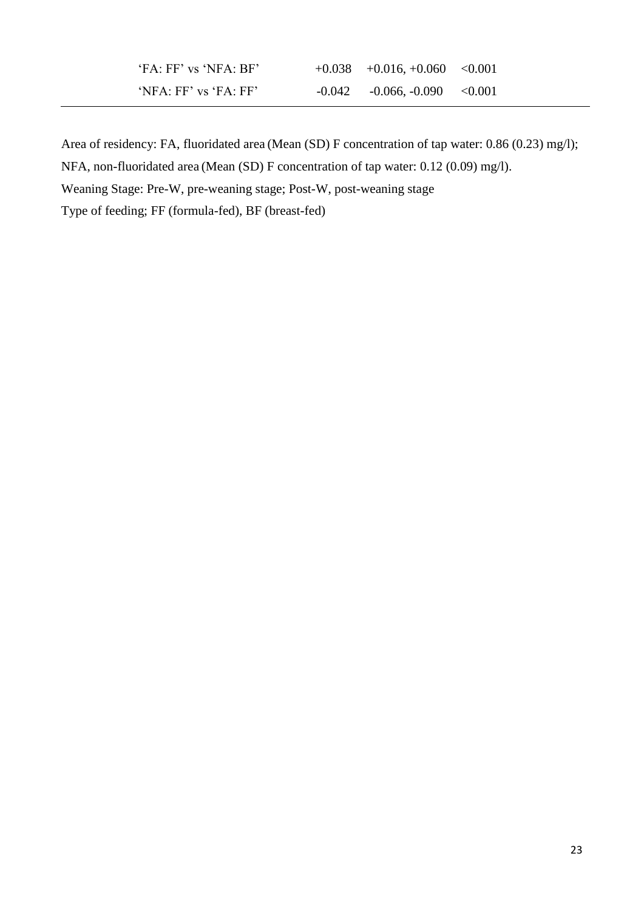| | | | |
|---|---|---|---|
| 'FA: FF' vs 'NFA: BF' | +0.038 | +0.016, +0.060 | <0.001 |
| 'NFA: FF' vs 'FA: FF' | -0.042 | -0.066, -0.090 | <0.001 |

Area of residency: FA, fluoridated area (Mean (SD) F concentration of tap water: 0.86 (0.23) mg/l); NFA, non-fluoridated area (Mean (SD) F concentration of tap water: 0.12 (0.09) mg/l).

Weaning Stage: Pre-W, pre-weaning stage; Post-W, post-weaning stage

Type of feeding; FF (formula-fed), BF (breast-fed)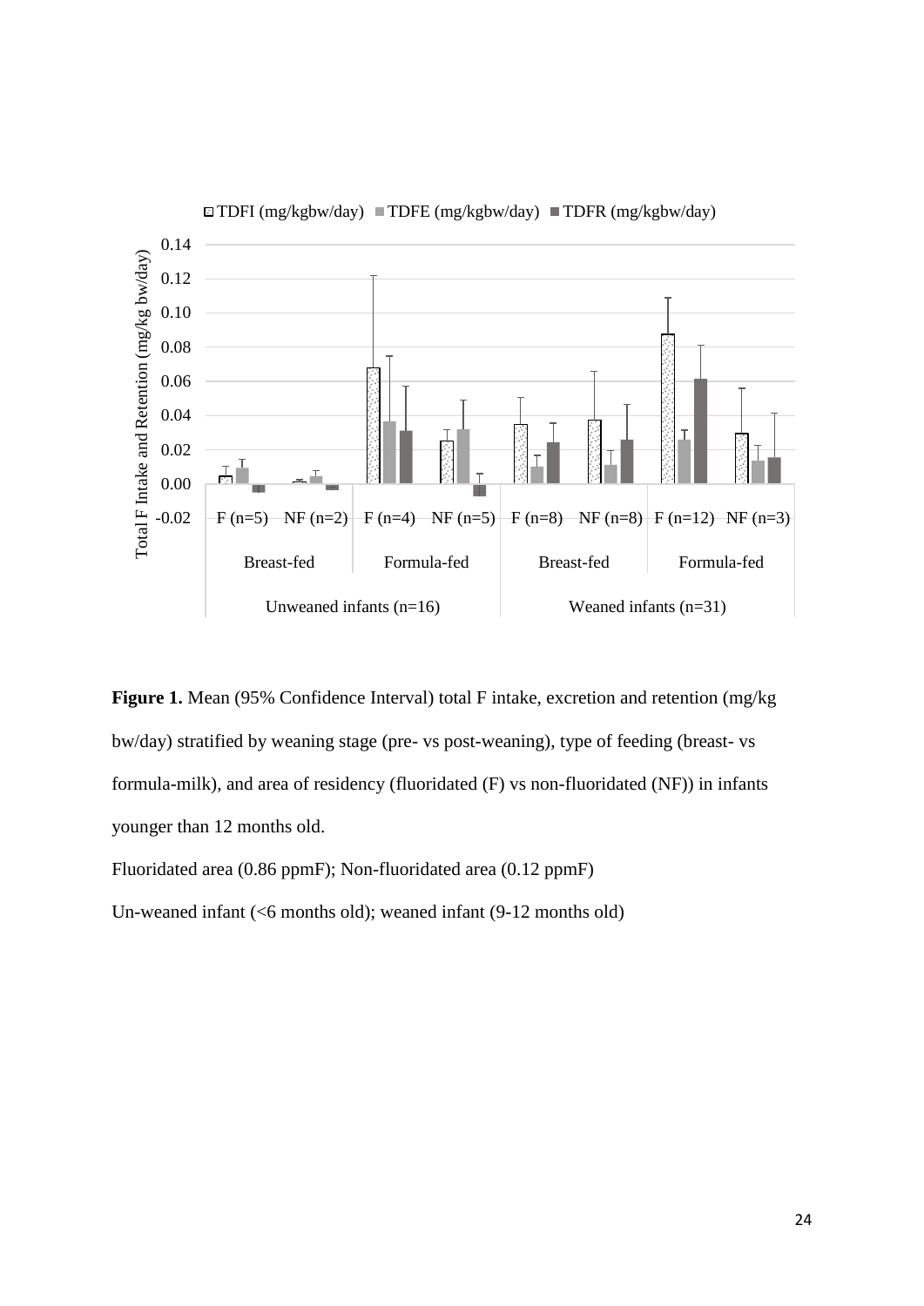**Figure 1.** Mean (95% Confidence Interval) total F intake, excretion and retention (mg/kg bw/day) stratified by weaning stage (pre- vs post-weaning), type of feeding (breast- vs formula-milk), and area of residency (fluoridated (F) vs non-fluoridated (NF)) in infants younger than 12 months old.

Fluoridated area (0.86 ppmF); Non-fluoridated area (0.12 ppmF)

Un-weaned infant (<6 months old); weaned infant (9-12 months old)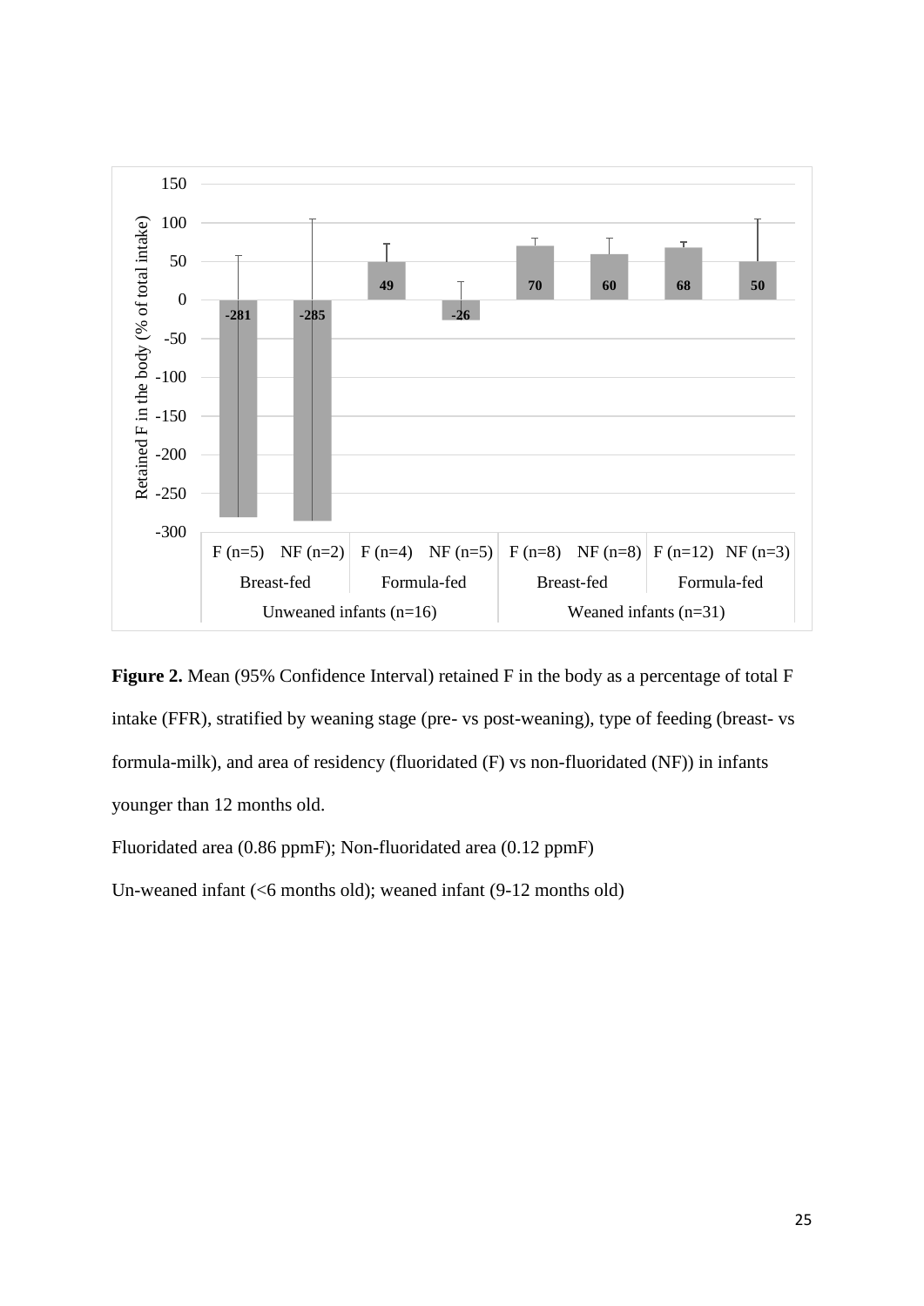**Figure 2.** Mean (95% Confidence Interval) retained F in the body as a percentage of total F intake (FFR), stratified by weaning stage (pre- vs post-weaning), type of feeding (breast- vs formula-milk), and area of residency (fluoridated (F) vs non-fluoridated (NF)) in infants younger than 12 months old.

Fluoridated area (0.86 ppmF); Non-fluoridated area (0.12 ppmF)

Un-weaned infant (<6 months old); weaned infant (9-12 months old)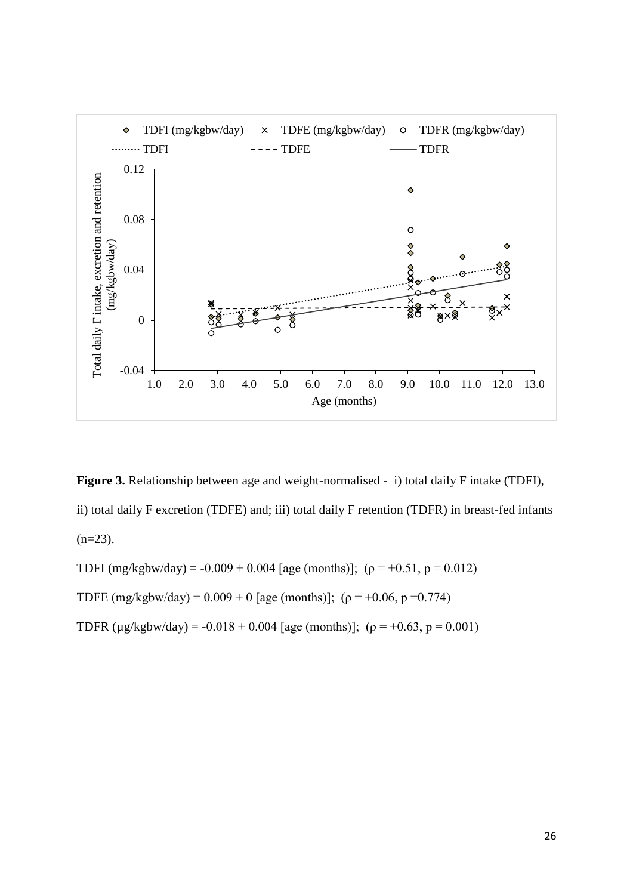**Figure 3.** Relationship between age and weight-normalised - i) total daily F intake (TDFI), ii) total daily F excretion (TDFE) and; iii) total daily F retention (TDFR) in breast-fed infants (n=23).

TDFI (mg/kgbw/day) = -0.009 + 0.004 [age (months)]; ($\rho$ = +0.51, p = 0.012)

TDFE (mg/kgbw/day) = 0.009 + 0 [age (months)]; ($\rho$ = +0.06, p =0.774)

TDFR (µg/kgbw/day) = -0.018 + 0.004 [age (months)]; ($\rho$ = +0.63, p = 0.001)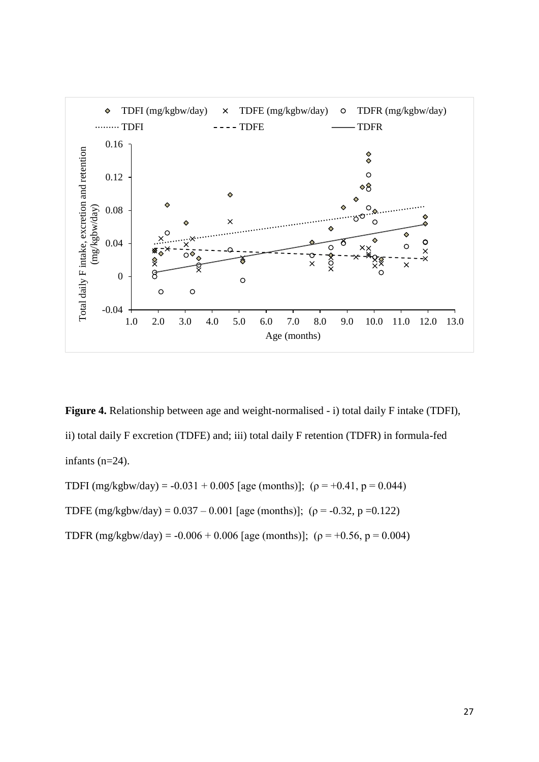TDFI (mg/kgbw/day) TDFE (mg/kgbw/day) TDFR (mg/kgbw/day)

TDFI TDFE TDFR

Total daily F intake, excretion and retention (mg/kgbw/day)

0.16
0.12
0.08
0.04
0
-0.04

1.0 2.0 3.0 4.0 5.0 6.0 7.0 8.0 9.0 10.0 11.0 12.0 13.0

Age (months)

**Figure 4.** Relationship between age and weight-normalised - i) total daily F intake (TDFI), ii) total daily F excretion (TDFE) and; iii) total daily F retention (TDFR) in formula-fed infants (n=24).

TDFI (mg/kgbw/day) = -0.031 + 0.005 [age (months)]; ($\rho$ = +0.41, p = 0.044)

TDFE (mg/kgbw/day) = 0.037 – 0.001 [age (months)]; ($\rho$ = -0.32, p =0.122)

TDFR (mg/kgbw/day) = -0.006 + 0.006 [age (months)]; ($\rho$ = +0.56, p = 0.004)